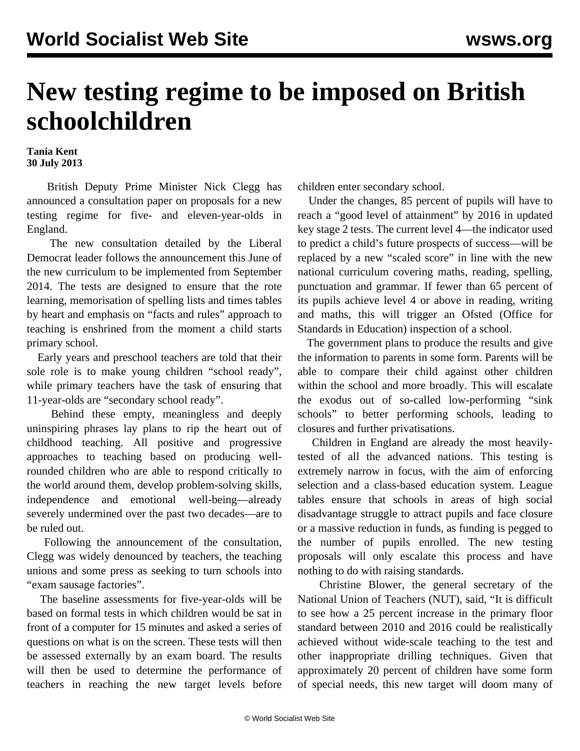# New testing regime to be imposed on British schoolchildren

**Tania Kent**
**30 July 2013**

British Deputy Prime Minister Nick Clegg has announced a consultation paper on proposals for a new testing regime for five- and eleven-year-olds in England.

The new consultation detailed by the Liberal Democrat leader follows the announcement this June of the new curriculum to be implemented from September 2014. The tests are designed to ensure that the rote learning, memorisation of spelling lists and times tables by heart and emphasis on "facts and rules" approach to teaching is enshrined from the moment a child starts primary school.

Early years and preschool teachers are told that their sole role is to make young children "school ready", while primary teachers have the task of ensuring that 11-year-olds are "secondary school ready".

Behind these empty, meaningless and deeply uninspiring phrases lay plans to rip the heart out of childhood teaching. All positive and progressive approaches to teaching based on producing well-rounded children who are able to respond critically to the world around them, develop problem-solving skills, independence and emotional well-being—already severely undermined over the past two decades—are to be ruled out.

Following the announcement of the consultation, Clegg was widely denounced by teachers, the teaching unions and some press as seeking to turn schools into "exam sausage factories".

The baseline assessments for five-year-olds will be based on formal tests in which children would be sat in front of a computer for 15 minutes and asked a series of questions on what is on the screen. These tests will then be assessed externally by an exam board. The results will then be used to determine the performance of teachers in reaching the new target levels before children enter secondary school.

Under the changes, 85 percent of pupils will have to reach a "good level of attainment" by 2016 in updated key stage 2 tests. The current level 4—the indicator used to predict a child's future prospects of success—will be replaced by a new "scaled score" in line with the new national curriculum covering maths, reading, spelling, punctuation and grammar. If fewer than 65 percent of its pupils achieve level 4 or above in reading, writing and maths, this will trigger an Ofsted (Office for Standards in Education) inspection of a school.

The government plans to produce the results and give the information to parents in some form. Parents will be able to compare their child against other children within the school and more broadly. This will escalate the exodus out of so-called low-performing "sink schools" to better performing schools, leading to closures and further privatisations.

Children in England are already the most heavily-tested of all the advanced nations. This testing is extremely narrow in focus, with the aim of enforcing selection and a class-based education system. League tables ensure that schools in areas of high social disadvantage struggle to attract pupils and face closure or a massive reduction in funds, as funding is pegged to the number of pupils enrolled. The new testing proposals will only escalate this process and have nothing to do with raising standards.

Christine Blower, the general secretary of the National Union of Teachers (NUT), said, "It is difficult to see how a 25 percent increase in the primary floor standard between 2010 and 2016 could be realistically achieved without wide-scale teaching to the test and other inappropriate drilling techniques. Given that approximately 20 percent of children have some form of special needs, this new target will doom many of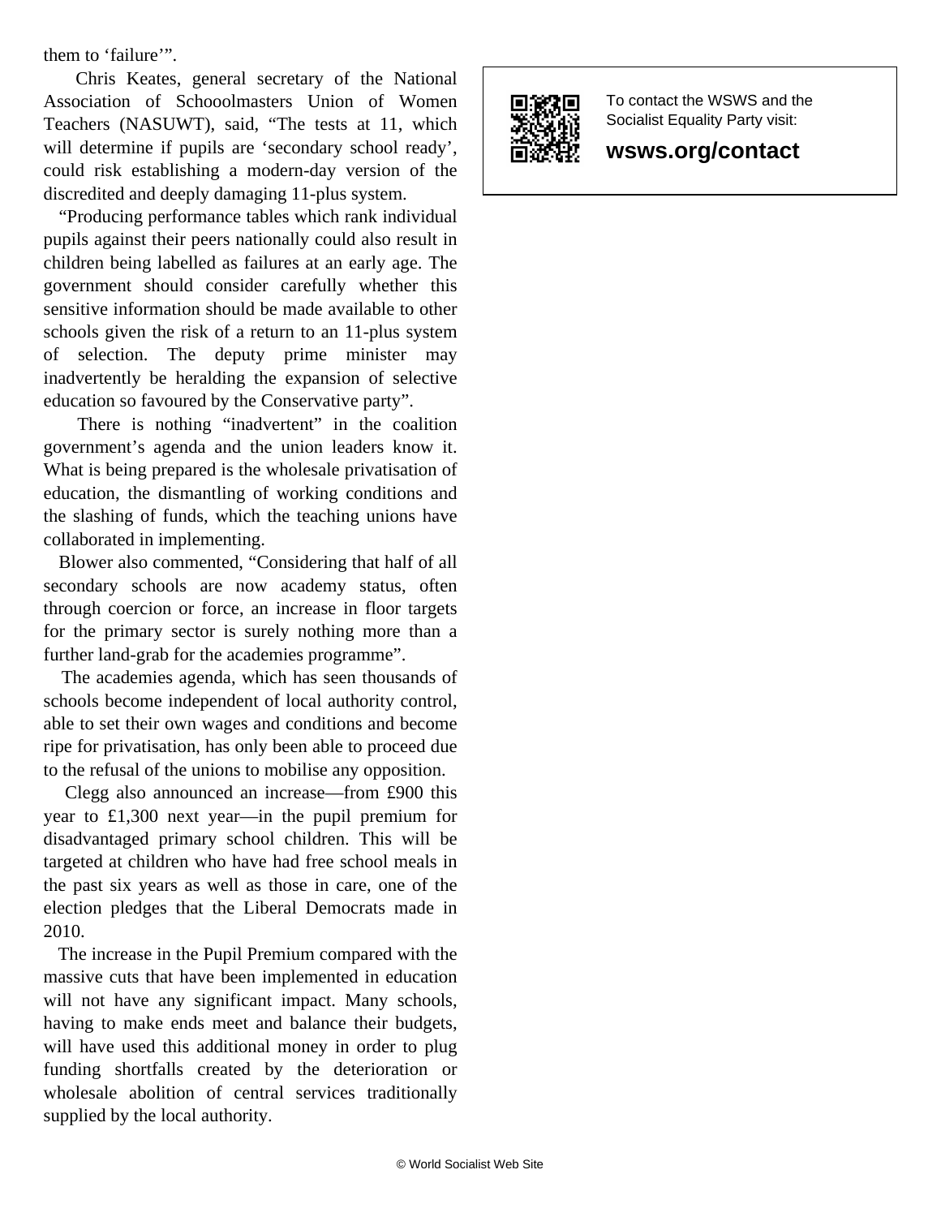them to ‘failure’”.

Chris Keates, general secretary of the National Association of Schooolmasters Union of Women Teachers (NASUWT), said, “The tests at 11, which will determine if pupils are ‘secondary school ready’, could risk establishing a modern-day version of the discredited and deeply damaging 11-plus system.

“Producing performance tables which rank individual pupils against their peers nationally could also result in children being labelled as failures at an early age. The government should consider carefully whether this sensitive information should be made available to other schools given the risk of a return to an 11-plus system of selection. The deputy prime minister may inadvertently be heralding the expansion of selective education so favoured by the Conservative party”.

There is nothing “inadvertent” in the coalition government’s agenda and the union leaders know it. What is being prepared is the wholesale privatisation of education, the dismantling of working conditions and the slashing of funds, which the teaching unions have collaborated in implementing.

Blower also commented, “Considering that half of all secondary schools are now academy status, often through coercion or force, an increase in floor targets for the primary sector is surely nothing more than a further land-grab for the academies programme”.

The academies agenda, which has seen thousands of schools become independent of local authority control, able to set their own wages and conditions and become ripe for privatisation, has only been able to proceed due to the refusal of the unions to mobilise any opposition.

Clegg also announced an increase—from £900 this year to £1,300 next year—in the pupil premium for disadvantaged primary school children. This will be targeted at children who have had free school meals in the past six years as well as those in care, one of the election pledges that the Liberal Democrats made in 2010.

The increase in the Pupil Premium compared with the massive cuts that have been implemented in education will not have any significant impact. Many schools, having to make ends meet and balance their budgets, will have used this additional money in order to plug funding shortfalls created by the deterioration or wholesale abolition of central services traditionally supplied by the local authority.

To contact the WSWS and the Socialist Equality Party visit:

**wsws.org/contact**